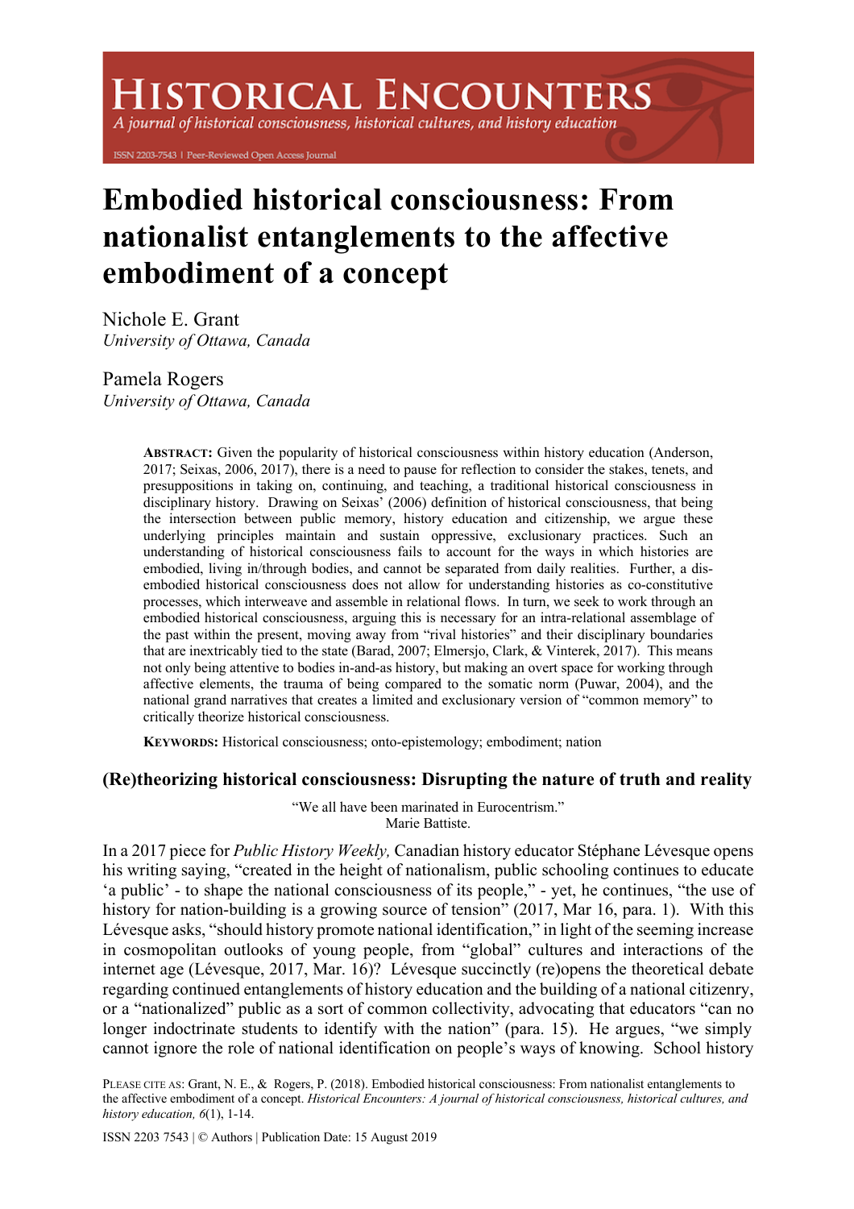# Embodied historical consciousness: From nationalist entanglements to the affective embodiment of a concept

Nichole E. Grant
*University of Ottawa, Canada*

Pamela Rogers
*University of Ottawa, Canada*

**ABSTRACT:** Given the popularity of historical consciousness within history education (Anderson, 2017; Seixas, 2006, 2017), there is a need to pause for reflection to consider the stakes, tenets, and presuppositions in taking on, continuing, and teaching, a traditional historical consciousness in disciplinary history. Drawing on Seixas' (2006) definition of historical consciousness, that being the intersection between public memory, history education and citizenship, we argue these underlying principles maintain and sustain oppressive, exclusionary practices. Such an understanding of historical consciousness fails to account for the ways in which histories are embodied, living in/through bodies, and cannot be separated from daily realities. Further, a dis-embodied historical consciousness does not allow for understanding histories as co-constitutive processes, which interweave and assemble in relational flows. In turn, we seek to work through an embodied historical consciousness, arguing this is necessary for an intra-relational assemblage of the past within the present, moving away from "rival histories" and their disciplinary boundaries that are inextricably tied to the state (Barad, 2007; Elmersjo, Clark, & Vinterek, 2017). This means not only being attentive to bodies in-and-as history, but making an overt space for working through affective elements, the trauma of being compared to the somatic norm (Puwar, 2004), and the national grand narratives that creates a limited and exclusionary version of "common memory" to critically theorize historical consciousness.

**KEYWORDS:** Historical consciousness; onto-epistemology; embodiment; nation

## (Re)theorizing historical consciousness: Disrupting the nature of truth and reality

"We all have been marinated in Eurocentrism."
Marie Battiste.

In a 2017 piece for *Public History Weekly,* Canadian history educator Stéphane Lévesque opens his writing saying, "created in the height of nationalism, public schooling continues to educate 'a public' - to shape the national consciousness of its people," - yet, he continues, "the use of history for nation-building is a growing source of tension" (2017, Mar 16, para. 1). With this Lévesque asks, "should history promote national identification," in light of the seeming increase in cosmopolitan outlooks of young people, from "global" cultures and interactions of the internet age (Lévesque, 2017, Mar. 16)? Lévesque succinctly (re)opens the theoretical debate regarding continued entanglements of history education and the building of a national citizenry, or a "nationalized" public as a sort of common collectivity, advocating that educators "can no longer indoctrinate students to identify with the nation" (para. 15). He argues, "we simply cannot ignore the role of national identification on people's ways of knowing. School history

PLEASE CITE AS: Grant, N. E., & Rogers, P. (2018). Embodied historical consciousness: From nationalist entanglements to the affective embodiment of a concept. *Historical Encounters: A journal of historical consciousness, historical cultures, and history education, 6*(1), 1-14.

ISSN 2203 7543 | © Authors | Publication Date: 15 August 2019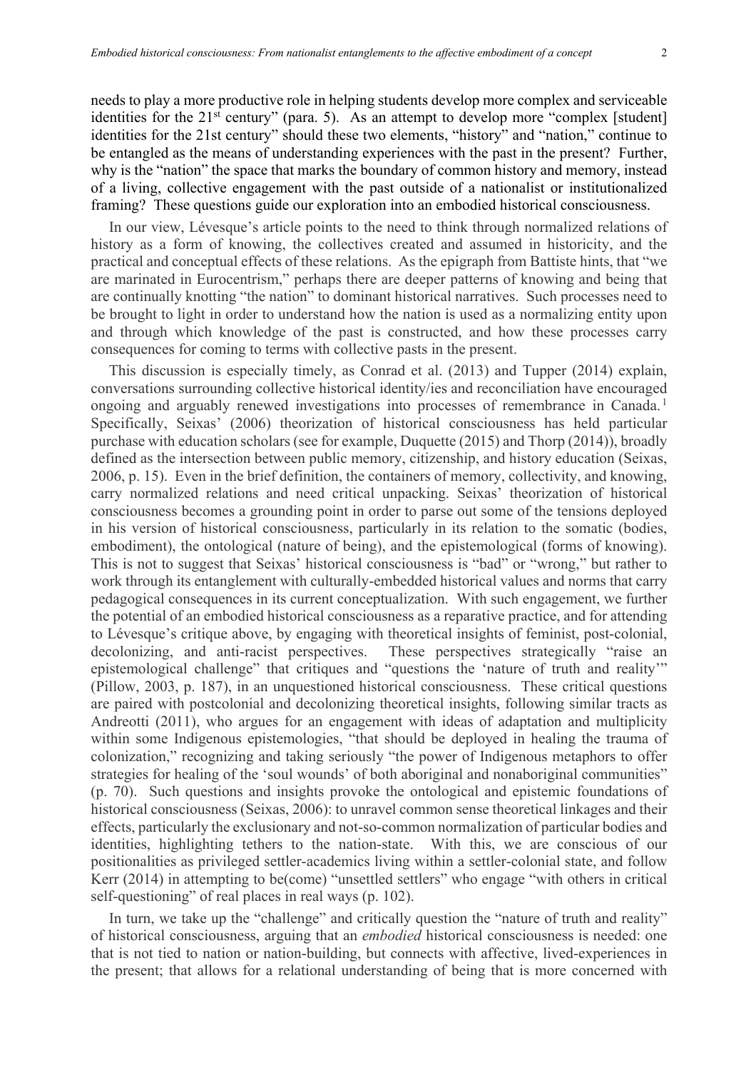needs to play a more productive role in helping students develop more complex and serviceable identities for the 21st century" (para. 5). As an attempt to develop more "complex [student] identities for the 21st century" should these two elements, "history" and "nation," continue to be entangled as the means of understanding experiences with the past in the present? Further, why is the "nation" the space that marks the boundary of common history and memory, instead of a living, collective engagement with the past outside of a nationalist or institutionalized framing? These questions guide our exploration into an embodied historical consciousness.

In our view, Lévesque's article points to the need to think through normalized relations of history as a form of knowing, the collectives created and assumed in historicity, and the practical and conceptual effects of these relations. As the epigraph from Battiste hints, that "we are marinated in Eurocentrism," perhaps there are deeper patterns of knowing and being that are continually knotting "the nation" to dominant historical narratives. Such processes need to be brought to light in order to understand how the nation is used as a normalizing entity upon and through which knowledge of the past is constructed, and how these processes carry consequences for coming to terms with collective pasts in the present.

This discussion is especially timely, as Conrad et al. (2013) and Tupper (2014) explain, conversations surrounding collective historical identity/ies and reconciliation have encouraged ongoing and arguably renewed investigations into processes of remembrance in Canada.[1] Specifically, Seixas' (2006) theorization of historical consciousness has held particular purchase with education scholars (see for example, Duquette (2015) and Thorp (2014)), broadly defined as the intersection between public memory, citizenship, and history education (Seixas, 2006, p. 15). Even in the brief definition, the containers of memory, collectivity, and knowing, carry normalized relations and need critical unpacking. Seixas' theorization of historical consciousness becomes a grounding point in order to parse out some of the tensions deployed in his version of historical consciousness, particularly in its relation to the somatic (bodies, embodiment), the ontological (nature of being), and the epistemological (forms of knowing). This is not to suggest that Seixas' historical consciousness is "bad" or "wrong," but rather to work through its entanglement with culturally-embedded historical values and norms that carry pedagogical consequences in its current conceptualization. With such engagement, we further the potential of an embodied historical consciousness as a reparative practice, and for attending to Lévesque's critique above, by engaging with theoretical insights of feminist, post-colonial, decolonizing, and anti-racist perspectives. These perspectives strategically "raise an epistemological challenge" that critiques and "questions the 'nature of truth and reality'" (Pillow, 2003, p. 187), in an unquestioned historical consciousness. These critical questions are paired with postcolonial and decolonizing theoretical insights, following similar tracts as Andreotti (2011), who argues for an engagement with ideas of adaptation and multiplicity within some Indigenous epistemologies, "that should be deployed in healing the trauma of colonization," recognizing and taking seriously "the power of Indigenous metaphors to offer strategies for healing of the 'soul wounds' of both aboriginal and nonaboriginal communities" (p. 70). Such questions and insights provoke the ontological and epistemic foundations of historical consciousness (Seixas, 2006): to unravel common sense theoretical linkages and their effects, particularly the exclusionary and not-so-common normalization of particular bodies and identities, highlighting tethers to the nation-state. With this, we are conscious of our positionalities as privileged settler-academics living within a settler-colonial state, and follow Kerr (2014) in attempting to be(come) "unsettled settlers" who engage "with others in critical self-questioning" of real places in real ways (p. 102).

In turn, we take up the "challenge" and critically question the "nature of truth and reality" of historical consciousness, arguing that an *embodied* historical consciousness is needed: one that is not tied to nation or nation-building, but connects with affective, lived-experiences in the present; that allows for a relational understanding of being that is more concerned with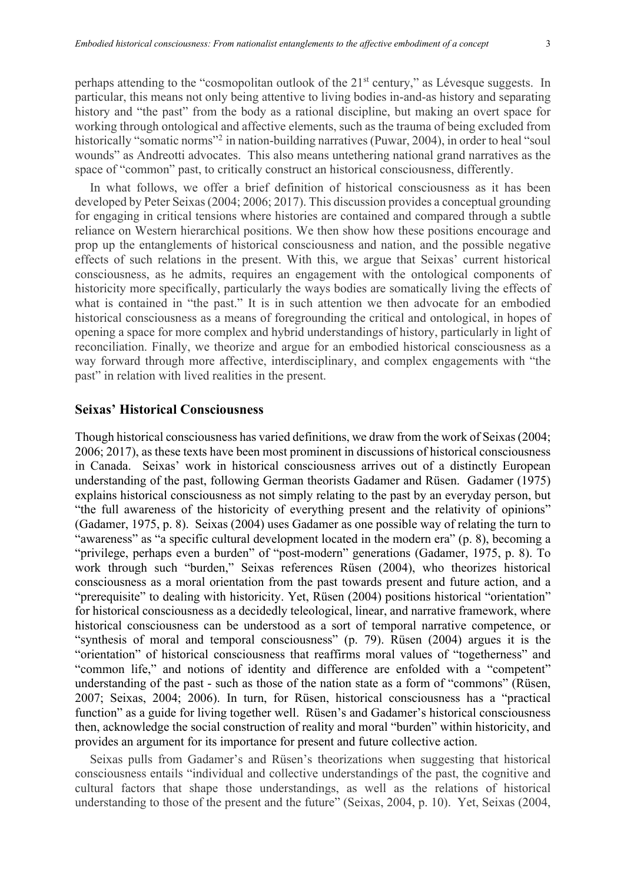perhaps attending to the "cosmopolitan outlook of the 21st century," as Lévesque suggests. In particular, this means not only being attentive to living bodies in-and-as history and separating history and "the past" from the body as a rational discipline, but making an overt space for working through ontological and affective elements, such as the trauma of being excluded from historically "somatic norms"[2] in nation-building narratives (Puwar, 2004), in order to heal "soul wounds" as Andreotti advocates. This also means untethering national grand narratives as the space of "common" past, to critically construct an historical consciousness, differently.

In what follows, we offer a brief definition of historical consciousness as it has been developed by Peter Seixas (2004; 2006; 2017). This discussion provides a conceptual grounding for engaging in critical tensions where histories are contained and compared through a subtle reliance on Western hierarchical positions. We then show how these positions encourage and prop up the entanglements of historical consciousness and nation, and the possible negative effects of such relations in the present. With this, we argue that Seixas' current historical consciousness, as he admits, requires an engagement with the ontological components of historicity more specifically, particularly the ways bodies are somatically living the effects of what is contained in "the past." It is in such attention we then advocate for an embodied historical consciousness as a means of foregrounding the critical and ontological, in hopes of opening a space for more complex and hybrid understandings of history, particularly in light of reconciliation. Finally, we theorize and argue for an embodied historical consciousness as a way forward through more affective, interdisciplinary, and complex engagements with "the past" in relation with lived realities in the present.

## Seixas' Historical Consciousness

Though historical consciousness has varied definitions, we draw from the work of Seixas (2004; 2006; 2017), as these texts have been most prominent in discussions of historical consciousness in Canada. Seixas' work in historical consciousness arrives out of a distinctly European understanding of the past, following German theorists Gadamer and Rüsen. Gadamer (1975) explains historical consciousness as not simply relating to the past by an everyday person, but "the full awareness of the historicity of everything present and the relativity of opinions" (Gadamer, 1975, p. 8). Seixas (2004) uses Gadamer as one possible way of relating the turn to "awareness" as "a specific cultural development located in the modern era" (p. 8), becoming a "privilege, perhaps even a burden" of "post-modern" generations (Gadamer, 1975, p. 8). To work through such "burden," Seixas references Rüsen (2004), who theorizes historical consciousness as a moral orientation from the past towards present and future action, and a "prerequisite" to dealing with historicity. Yet, Rüsen (2004) positions historical "orientation" for historical consciousness as a decidedly teleological, linear, and narrative framework, where historical consciousness can be understood as a sort of temporal narrative competence, or "synthesis of moral and temporal consciousness" (p. 79). Rüsen (2004) argues it is the "orientation" of historical consciousness that reaffirms moral values of "togetherness" and "common life," and notions of identity and difference are enfolded with a "competent" understanding of the past - such as those of the nation state as a form of "commons" (Rüsen, 2007; Seixas, 2004; 2006). In turn, for Rüsen, historical consciousness has a "practical function" as a guide for living together well. Rüsen's and Gadamer's historical consciousness then, acknowledge the social construction of reality and moral "burden" within historicity, and provides an argument for its importance for present and future collective action.

Seixas pulls from Gadamer's and Rüsen's theorizations when suggesting that historical consciousness entails "individual and collective understandings of the past, the cognitive and cultural factors that shape those understandings, as well as the relations of historical understanding to those of the present and the future" (Seixas, 2004, p. 10). Yet, Seixas (2004,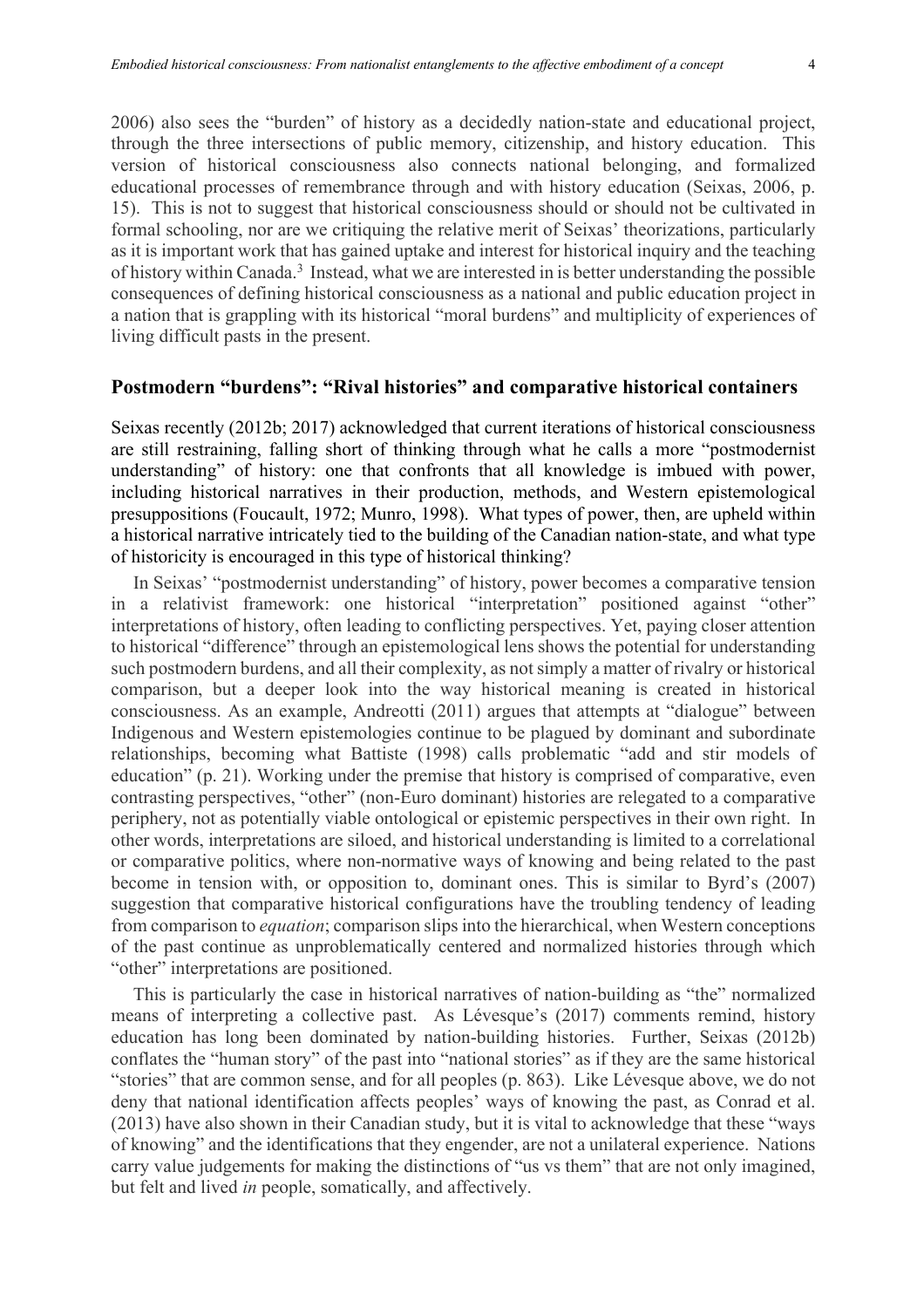2006) also sees the "burden" of history as a decidedly nation-state and educational project, through the three intersections of public memory, citizenship, and history education. This version of historical consciousness also connects national belonging, and formalized educational processes of remembrance through and with history education (Seixas, 2006, p. 15). This is not to suggest that historical consciousness should or should not be cultivated in formal schooling, nor are we critiquing the relative merit of Seixas' theorizations, particularly as it is important work that has gained uptake and interest for historical inquiry and the teaching of history within Canada.[3] Instead, what we are interested in is better understanding the possible consequences of defining historical consciousness as a national and public education project in a nation that is grappling with its historical "moral burdens" and multiplicity of experiences of living difficult pasts in the present.

## Postmodern "burdens": "Rival histories" and comparative historical containers

Seixas recently (2012b; 2017) acknowledged that current iterations of historical consciousness are still restraining, falling short of thinking through what he calls a more "postmodernist understanding" of history: one that confronts that all knowledge is imbued with power, including historical narratives in their production, methods, and Western epistemological presuppositions (Foucault, 1972; Munro, 1998). What types of power, then, are upheld within a historical narrative intricately tied to the building of the Canadian nation-state, and what type of historicity is encouraged in this type of historical thinking?

In Seixas' "postmodernist understanding" of history, power becomes a comparative tension in a relativist framework: one historical "interpretation" positioned against "other" interpretations of history, often leading to conflicting perspectives. Yet, paying closer attention to historical "difference" through an epistemological lens shows the potential for understanding such postmodern burdens, and all their complexity, as not simply a matter of rivalry or historical comparison, but a deeper look into the way historical meaning is created in historical consciousness. As an example, Andreotti (2011) argues that attempts at "dialogue" between Indigenous and Western epistemologies continue to be plagued by dominant and subordinate relationships, becoming what Battiste (1998) calls problematic "add and stir models of education" (p. 21). Working under the premise that history is comprised of comparative, even contrasting perspectives, "other" (non-Euro dominant) histories are relegated to a comparative periphery, not as potentially viable ontological or epistemic perspectives in their own right. In other words, interpretations are siloed, and historical understanding is limited to a correlational or comparative politics, where non-normative ways of knowing and being related to the past become in tension with, or opposition to, dominant ones. This is similar to Byrd's (2007) suggestion that comparative historical configurations have the troubling tendency of leading from comparison to *equation*; comparison slips into the hierarchical, when Western conceptions of the past continue as unproblematically centered and normalized histories through which "other" interpretations are positioned.

This is particularly the case in historical narratives of nation-building as "the" normalized means of interpreting a collective past. As Lévesque's (2017) comments remind, history education has long been dominated by nation-building histories. Further, Seixas (2012b) conflates the "human story" of the past into "national stories" as if they are the same historical "stories" that are common sense, and for all peoples (p. 863). Like Lévesque above, we do not deny that national identification affects peoples' ways of knowing the past, as Conrad et al. (2013) have also shown in their Canadian study, but it is vital to acknowledge that these "ways of knowing" and the identifications that they engender, are not a unilateral experience. Nations carry value judgements for making the distinctions of "us vs them" that are not only imagined, but felt and lived *in* people, somatically, and affectively.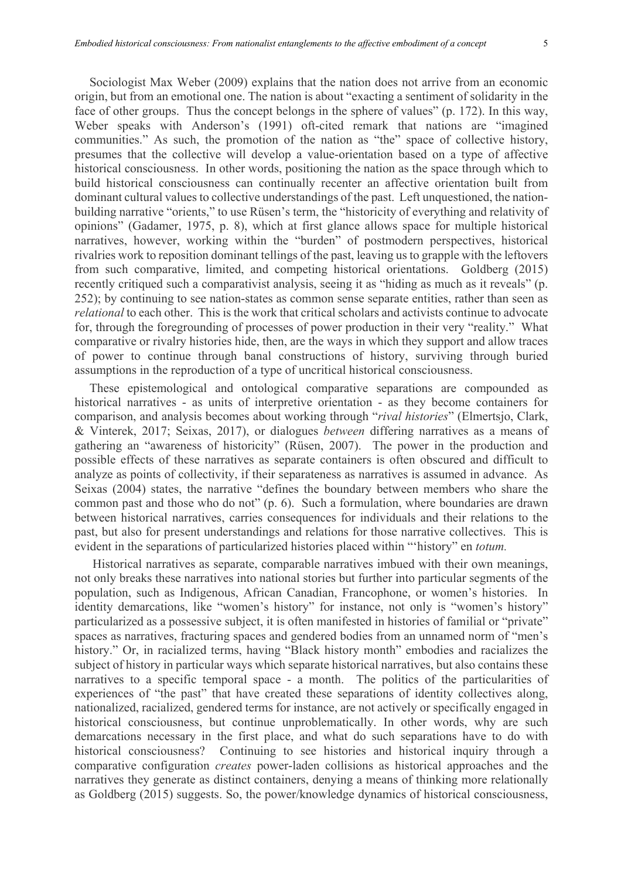Sociologist Max Weber (2009) explains that the nation does not arrive from an economic origin, but from an emotional one. The nation is about "exacting a sentiment of solidarity in the face of other groups. Thus the concept belongs in the sphere of values" (p. 172). In this way, Weber speaks with Anderson's (1991) oft-cited remark that nations are "imagined communities." As such, the promotion of the nation as "the" space of collective history, presumes that the collective will develop a value-orientation based on a type of affective historical consciousness. In other words, positioning the nation as the space through which to build historical consciousness can continually recenter an affective orientation built from dominant cultural values to collective understandings of the past. Left unquestioned, the nation-building narrative "orients," to use Rüsen's term, the "historicity of everything and relativity of opinions" (Gadamer, 1975, p. 8), which at first glance allows space for multiple historical narratives, however, working within the "burden" of postmodern perspectives, historical rivalries work to reposition dominant tellings of the past, leaving us to grapple with the leftovers from such comparative, limited, and competing historical orientations. Goldberg (2015) recently critiqued such a comparativist analysis, seeing it as "hiding as much as it reveals" (p. 252); by continuing to see nation-states as common sense separate entities, rather than seen as *relational* to each other. This is the work that critical scholars and activists continue to advocate for, through the foregrounding of processes of power production in their very "reality." What comparative or rivalry histories hide, then, are the ways in which they support and allow traces of power to continue through banal constructions of history, surviving through buried assumptions in the reproduction of a type of uncritical historical consciousness.

These epistemological and ontological comparative separations are compounded as historical narratives - as units of interpretive orientation - as they become containers for comparison, and analysis becomes about working through "*rival histories*" (Elmertsjo, Clark, & Vinterek, 2017; Seixas, 2017), or dialogues *between* differing narratives as a means of gathering an "awareness of historicity" (Rüsen, 2007). The power in the production and possible effects of these narratives as separate containers is often obscured and difficult to analyze as points of collectivity, if their separateness as narratives is assumed in advance. As Seixas (2004) states, the narrative "defines the boundary between members who share the common past and those who do not" (p. 6). Such a formulation, where boundaries are drawn between historical narratives, carries consequences for individuals and their relations to the past, but also for present understandings and relations for those narrative collectives. This is evident in the separations of particularized histories placed within "'history" en *totum.*

Historical narratives as separate, comparable narratives imbued with their own meanings, not only breaks these narratives into national stories but further into particular segments of the population, such as Indigenous, African Canadian, Francophone, or women's histories. In identity demarcations, like "women's history" for instance, not only is "women's history" particularized as a possessive subject, it is often manifested in histories of familial or "private" spaces as narratives, fracturing spaces and gendered bodies from an unnamed norm of "men's history." Or, in racialized terms, having "Black history month" embodies and racializes the subject of history in particular ways which separate historical narratives, but also contains these narratives to a specific temporal space - a month. The politics of the particularities of experiences of "the past" that have created these separations of identity collectives along, nationalized, racialized, gendered terms for instance, are not actively or specifically engaged in historical consciousness, but continue unproblematically. In other words, why are such demarcations necessary in the first place, and what do such separations have to do with historical consciousness? Continuing to see histories and historical inquiry through a comparative configuration *creates* power-laden collisions as historical approaches and the narratives they generate as distinct containers, denying a means of thinking more relationally as Goldberg (2015) suggests. So, the power/knowledge dynamics of historical consciousness,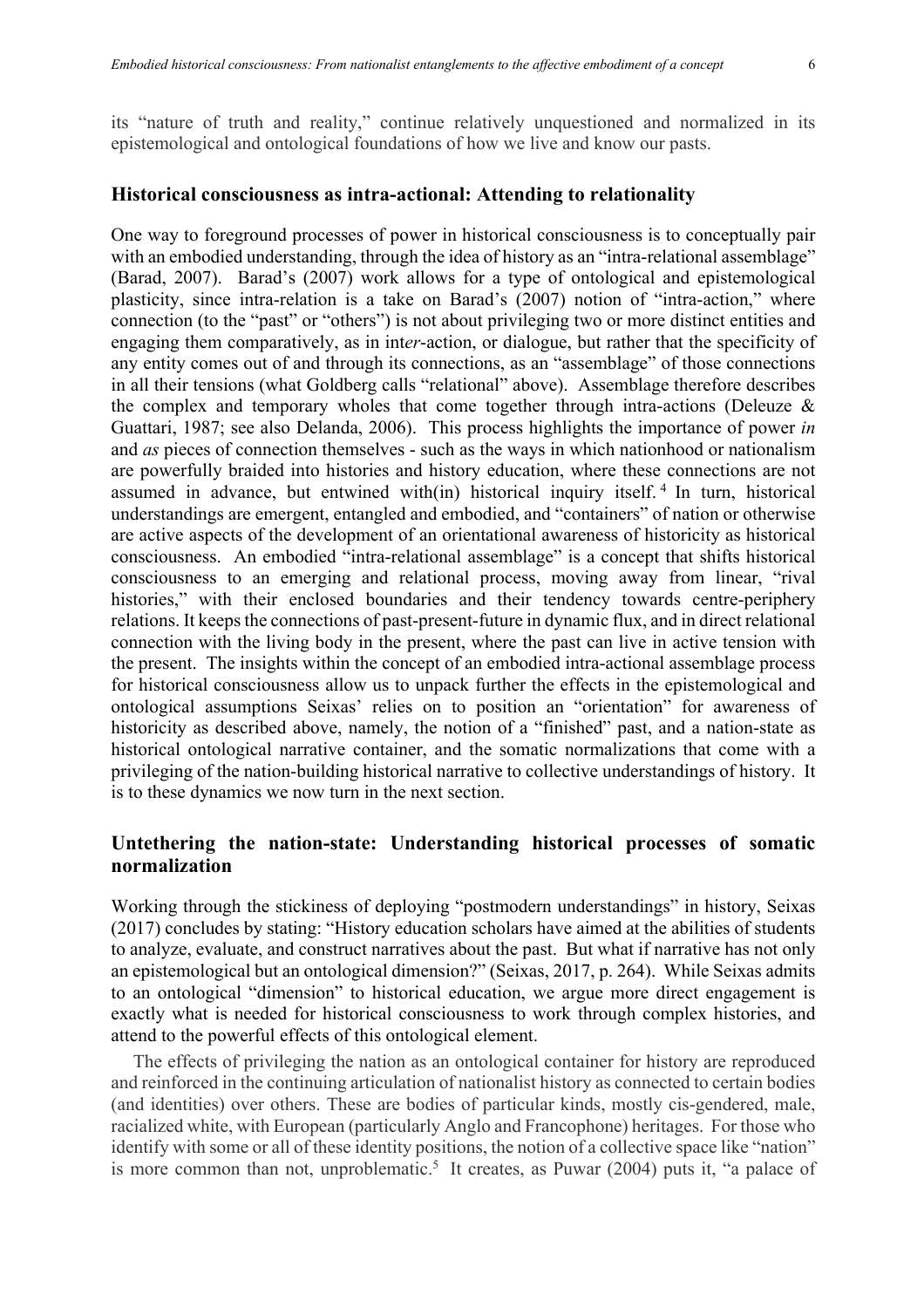its "nature of truth and reality," continue relatively unquestioned and normalized in its epistemological and ontological foundations of how we live and know our pasts.

## Historical consciousness as intra-actional: Attending to relationality

One way to foreground processes of power in historical consciousness is to conceptually pair with an embodied understanding, through the idea of history as an "intra-relational assemblage" (Barad, 2007). Barad's (2007) work allows for a type of ontological and epistemological plasticity, since intra-relation is a take on Barad's (2007) notion of "intra-action," where connection (to the "past" or "others") is not about privileging two or more distinct entities and engaging them comparatively, as in int*er*-action, or dialogue, but rather that the specificity of any entity comes out of and through its connections, as an "assemblage" of those connections in all their tensions (what Goldberg calls "relational" above). Assemblage therefore describes the complex and temporary wholes that come together through intra-actions (Deleuze & Guattari, 1987; see also Delanda, 2006). This process highlights the importance of power *in* and *as* pieces of connection themselves - such as the ways in which nationhood or nationalism are powerfully braided into histories and history education, where these connections are not assumed in advance, but entwined with(in) historical inquiry itself.[4] In turn, historical understandings are emergent, entangled and embodied, and "containers" of nation or otherwise are active aspects of the development of an orientational awareness of historicity as historical consciousness. An embodied "intra-relational assemblage" is a concept that shifts historical consciousness to an emerging and relational process, moving away from linear, "rival histories," with their enclosed boundaries and their tendency towards centre-periphery relations. It keeps the connections of past-present-future in dynamic flux, and in direct relational connection with the living body in the present, where the past can live in active tension with the present. The insights within the concept of an embodied intra-actional assemblage process for historical consciousness allow us to unpack further the effects in the epistemological and ontological assumptions Seixas' relies on to position an "orientation" for awareness of historicity as described above, namely, the notion of a "finished" past, and a nation-state as historical ontological narrative container, and the somatic normalizations that come with a privileging of the nation-building historical narrative to collective understandings of history. It is to these dynamics we now turn in the next section.

## Untethering the nation-state: Understanding historical processes of somatic normalization

Working through the stickiness of deploying "postmodern understandings" in history, Seixas (2017) concludes by stating: "History education scholars have aimed at the abilities of students to analyze, evaluate, and construct narratives about the past. But what if narrative has not only an epistemological but an ontological dimension?" (Seixas, 2017, p. 264). While Seixas admits to an ontological "dimension" to historical education, we argue more direct engagement is exactly what is needed for historical consciousness to work through complex histories, and attend to the powerful effects of this ontological element.

The effects of privileging the nation as an ontological container for history are reproduced and reinforced in the continuing articulation of nationalist history as connected to certain bodies (and identities) over others. These are bodies of particular kinds, mostly cis-gendered, male, racialized white, with European (particularly Anglo and Francophone) heritages. For those who identify with some or all of these identity positions, the notion of a collective space like "nation" is more common than not, unproblematic.[5] It creates, as Puwar (2004) puts it, "a palace of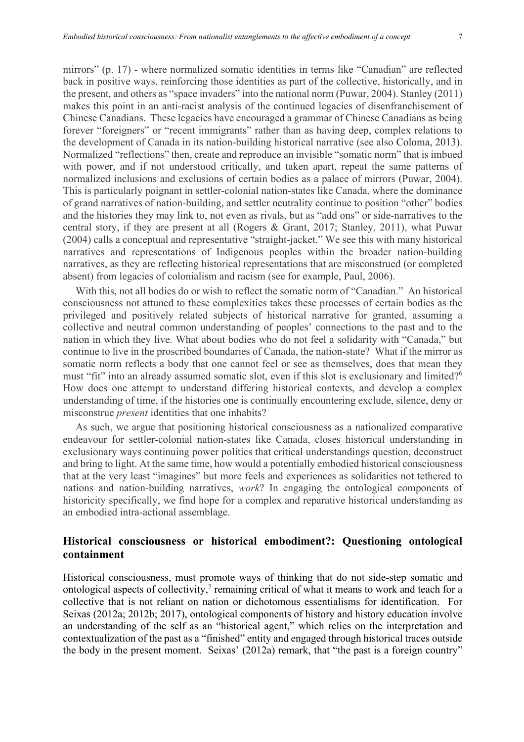mirrors" (p. 17) - where normalized somatic identities in terms like "Canadian" are reflected back in positive ways, reinforcing those identities as part of the collective, historically, and in the present, and others as "space invaders" into the national norm (Puwar, 2004). Stanley (2011) makes this point in an anti-racist analysis of the continued legacies of disenfranchisement of Chinese Canadians. These legacies have encouraged a grammar of Chinese Canadians as being forever "foreigners" or "recent immigrants" rather than as having deep, complex relations to the development of Canada in its nation-building historical narrative (see also Coloma, 2013). Normalized "reflections" then, create and reproduce an invisible "somatic norm" that is imbued with power, and if not understood critically, and taken apart, repeat the same patterns of normalized inclusions and exclusions of certain bodies as a palace of mirrors (Puwar, 2004). This is particularly poignant in settler-colonial nation-states like Canada, where the dominance of grand narratives of nation-building, and settler neutrality continue to position "other" bodies and the histories they may link to, not even as rivals, but as "add ons" or side-narratives to the central story, if they are present at all (Rogers & Grant, 2017; Stanley, 2011), what Puwar (2004) calls a conceptual and representative "straight-jacket." We see this with many historical narratives and representations of Indigenous peoples within the broader nation-building narratives, as they are reflecting historical representations that are misconstrued (or completed absent) from legacies of colonialism and racism (see for example, Paul, 2006).

With this, not all bodies do or wish to reflect the somatic norm of "Canadian." An historical consciousness not attuned to these complexities takes these processes of certain bodies as the privileged and positively related subjects of historical narrative for granted, assuming a collective and neutral common understanding of peoples' connections to the past and to the nation in which they live. What about bodies who do not feel a solidarity with "Canada," but continue to live in the proscribed boundaries of Canada, the nation-state? What if the mirror as somatic norm reflects a body that one cannot feel or see as themselves, does that mean they must "fit" into an already assumed somatic slot, even if this slot is exclusionary and limited?[6] How does one attempt to understand differing historical contexts, and develop a complex understanding of time, if the histories one is continually encountering exclude, silence, deny or misconstrue *present* identities that one inhabits?

As such, we argue that positioning historical consciousness as a nationalized comparative endeavour for settler-colonial nation-states like Canada, closes historical understanding in exclusionary ways continuing power politics that critical understandings question, deconstruct and bring to light. At the same time, how would a potentially embodied historical consciousness that at the very least "imagines" but more feels and experiences as solidarities not tethered to nations and nation-building narratives, *work*? In engaging the ontological components of historicity specifically, we find hope for a complex and reparative historical understanding as an embodied intra-actional assemblage.

## Historical consciousness or historical embodiment?: Questioning ontological containment

Historical consciousness, must promote ways of thinking that do not side-step somatic and ontological aspects of collectivity,[7] remaining critical of what it means to work and teach for a collective that is not reliant on nation or dichotomous essentialisms for identification. For Seixas (2012a; 2012b; 2017), ontological components of history and history education involve an understanding of the self as an "historical agent," which relies on the interpretation and contextualization of the past as a "finished" entity and engaged through historical traces outside the body in the present moment. Seixas' (2012a) remark, that "the past is a foreign country"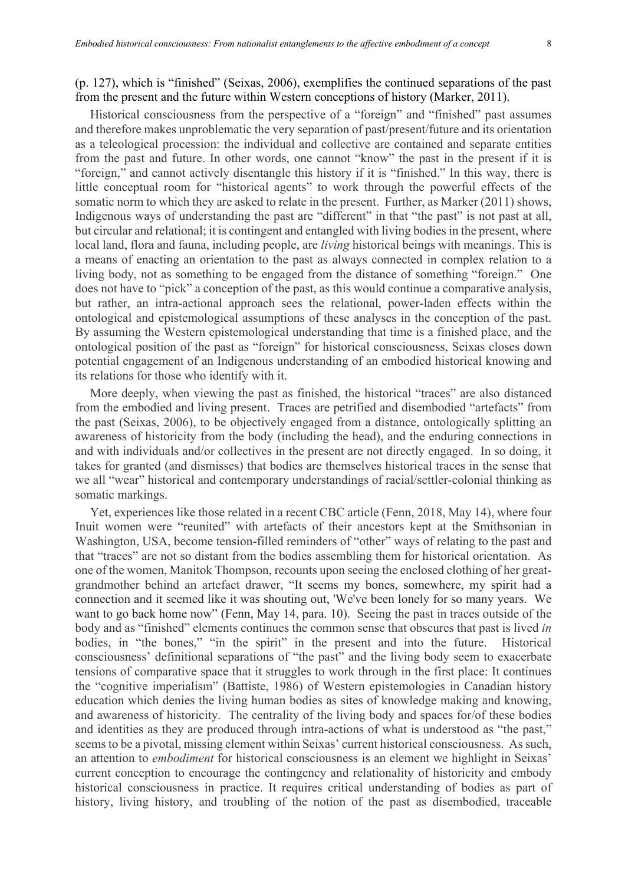(p. 127), which is "finished" (Seixas, 2006), exemplifies the continued separations of the past from the present and the future within Western conceptions of history (Marker, 2011).

Historical consciousness from the perspective of a "foreign" and "finished" past assumes and therefore makes unproblematic the very separation of past/present/future and its orientation as a teleological procession: the individual and collective are contained and separate entities from the past and future. In other words, one cannot "know" the past in the present if it is "foreign," and cannot actively disentangle this history if it is "finished." In this way, there is little conceptual room for "historical agents" to work through the powerful effects of the somatic norm to which they are asked to relate in the present. Further, as Marker (2011) shows, Indigenous ways of understanding the past are "different" in that "the past" is not past at all, but circular and relational; it is contingent and entangled with living bodies in the present, where local land, flora and fauna, including people, are *living* historical beings with meanings. This is a means of enacting an orientation to the past as always connected in complex relation to a living body, not as something to be engaged from the distance of something "foreign." One does not have to "pick" a conception of the past, as this would continue a comparative analysis, but rather, an intra-actional approach sees the relational, power-laden effects within the ontological and epistemological assumptions of these analyses in the conception of the past. By assuming the Western epistemological understanding that time is a finished place, and the ontological position of the past as "foreign" for historical consciousness, Seixas closes down potential engagement of an Indigenous understanding of an embodied historical knowing and its relations for those who identify with it.

More deeply, when viewing the past as finished, the historical "traces" are also distanced from the embodied and living present. Traces are petrified and disembodied "artefacts" from the past (Seixas, 2006), to be objectively engaged from a distance, ontologically splitting an awareness of historicity from the body (including the head), and the enduring connections in and with individuals and/or collectives in the present are not directly engaged. In so doing, it takes for granted (and dismisses) that bodies are themselves historical traces in the sense that we all "wear" historical and contemporary understandings of racial/settler-colonial thinking as somatic markings.

Yet, experiences like those related in a recent CBC article (Fenn, 2018, May 14), where four Inuit women were "reunited" with artefacts of their ancestors kept at the Smithsonian in Washington, USA, become tension-filled reminders of "other" ways of relating to the past and that "traces" are not so distant from the bodies assembling them for historical orientation. As one of the women, Manitok Thompson, recounts upon seeing the enclosed clothing of her great-grandmother behind an artefact drawer, "It seems my bones, somewhere, my spirit had a connection and it seemed like it was shouting out, 'We've been lonely for so many years. We want to go back home now" (Fenn, May 14, para. 10). Seeing the past in traces outside of the body and as "finished" elements continues the common sense that obscures that past is lived *in* bodies, in "the bones," "in the spirit" in the present and into the future. Historical consciousness' definitional separations of "the past" and the living body seem to exacerbate tensions of comparative space that it struggles to work through in the first place: It continues the "cognitive imperialism" (Battiste, 1986) of Western epistemologies in Canadian history education which denies the living human bodies as sites of knowledge making and knowing, and awareness of historicity. The centrality of the living body and spaces for/of these bodies and identities as they are produced through intra-actions of what is understood as "the past," seems to be a pivotal, missing element within Seixas' current historical consciousness. As such, an attention to *embodiment* for historical consciousness is an element we highlight in Seixas' current conception to encourage the contingency and relationality of historicity and embody historical consciousness in practice. It requires critical understanding of bodies as part of history, living history, and troubling of the notion of the past as disembodied, traceable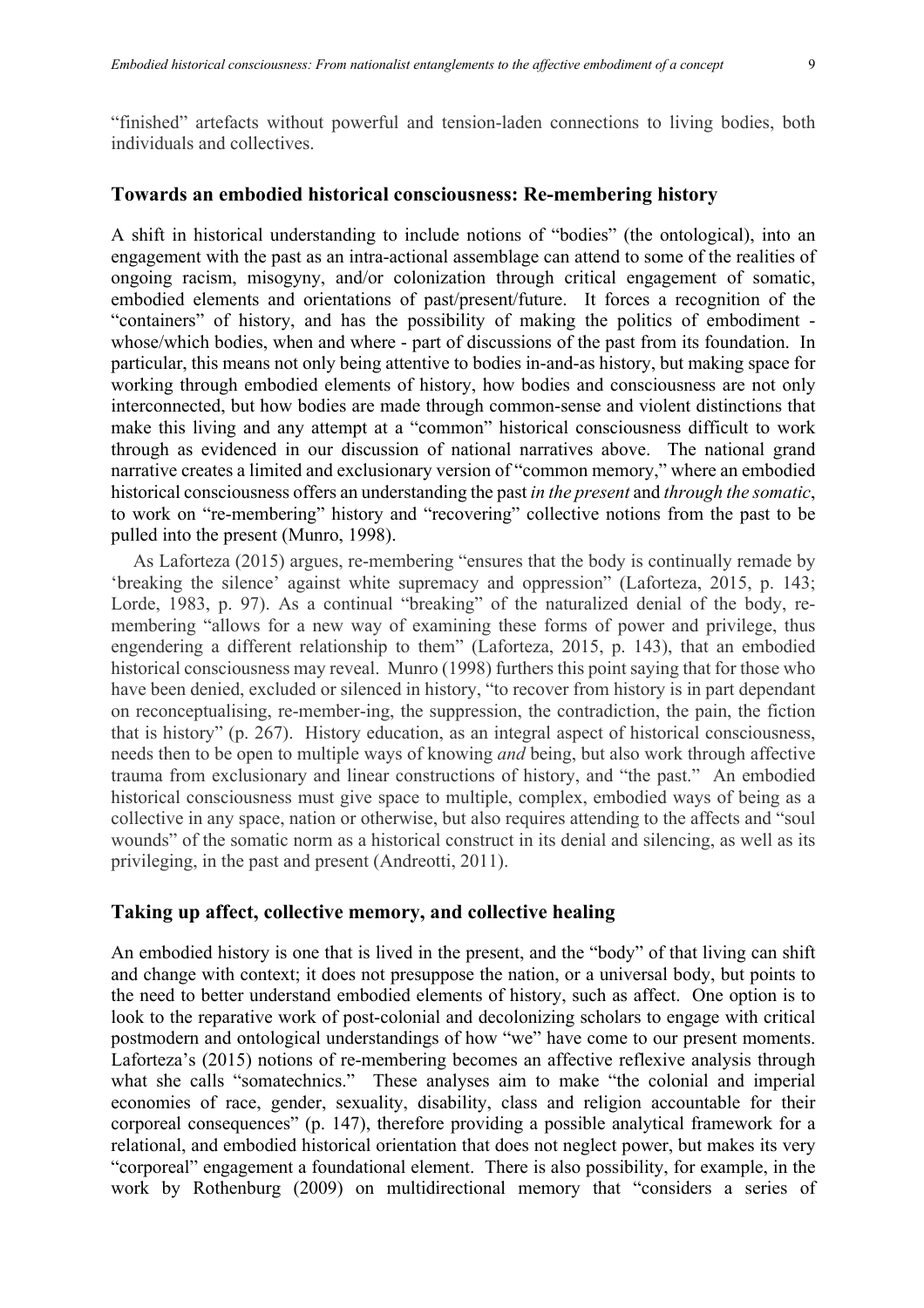"finished" artefacts without powerful and tension-laden connections to living bodies, both individuals and collectives.

## Towards an embodied historical consciousness: Re-membering history

A shift in historical understanding to include notions of "bodies" (the ontological), into an engagement with the past as an intra-actional assemblage can attend to some of the realities of ongoing racism, misogyny, and/or colonization through critical engagement of somatic, embodied elements and orientations of past/present/future. It forces a recognition of the "containers" of history, and has the possibility of making the politics of embodiment - whose/which bodies, when and where - part of discussions of the past from its foundation. In particular, this means not only being attentive to bodies in-and-as history, but making space for working through embodied elements of history, how bodies and consciousness are not only interconnected, but how bodies are made through common-sense and violent distinctions that make this living and any attempt at a "common" historical consciousness difficult to work through as evidenced in our discussion of national narratives above. The national grand narrative creates a limited and exclusionary version of "common memory," where an embodied historical consciousness offers an understanding the past *in the present* and *through the somatic*, to work on "re-membering" history and "recovering" collective notions from the past to be pulled into the present (Munro, 1998).

As Laforteza (2015) argues, re-membering "ensures that the body is continually remade by 'breaking the silence' against white supremacy and oppression" (Laforteza, 2015, p. 143; Lorde, 1983, p. 97). As a continual "breaking" of the naturalized denial of the body, re-membering "allows for a new way of examining these forms of power and privilege, thus engendering a different relationship to them" (Laforteza, 2015, p. 143), that an embodied historical consciousness may reveal. Munro (1998) furthers this point saying that for those who have been denied, excluded or silenced in history, "to recover from history is in part dependant on reconceptualising, re-member-ing, the suppression, the contradiction, the pain, the fiction that is history" (p. 267). History education, as an integral aspect of historical consciousness, needs then to be open to multiple ways of knowing *and* being, but also work through affective trauma from exclusionary and linear constructions of history, and "the past." An embodied historical consciousness must give space to multiple, complex, embodied ways of being as a collective in any space, nation or otherwise, but also requires attending to the affects and "soul wounds" of the somatic norm as a historical construct in its denial and silencing, as well as its privileging, in the past and present (Andreotti, 2011).

## Taking up affect, collective memory, and collective healing

An embodied history is one that is lived in the present, and the "body" of that living can shift and change with context; it does not presuppose the nation, or a universal body, but points to the need to better understand embodied elements of history, such as affect. One option is to look to the reparative work of post-colonial and decolonizing scholars to engage with critical postmodern and ontological understandings of how "we" have come to our present moments. Laforteza's (2015) notions of re-membering becomes an affective reflexive analysis through what she calls "somatechnics." These analyses aim to make "the colonial and imperial economies of race, gender, sexuality, disability, class and religion accountable for their corporeal consequences" (p. 147), therefore providing a possible analytical framework for a relational, and embodied historical orientation that does not neglect power, but makes its very "corporeal" engagement a foundational element. There is also possibility, for example, in the work by Rothenburg (2009) on multidirectional memory that "considers a series of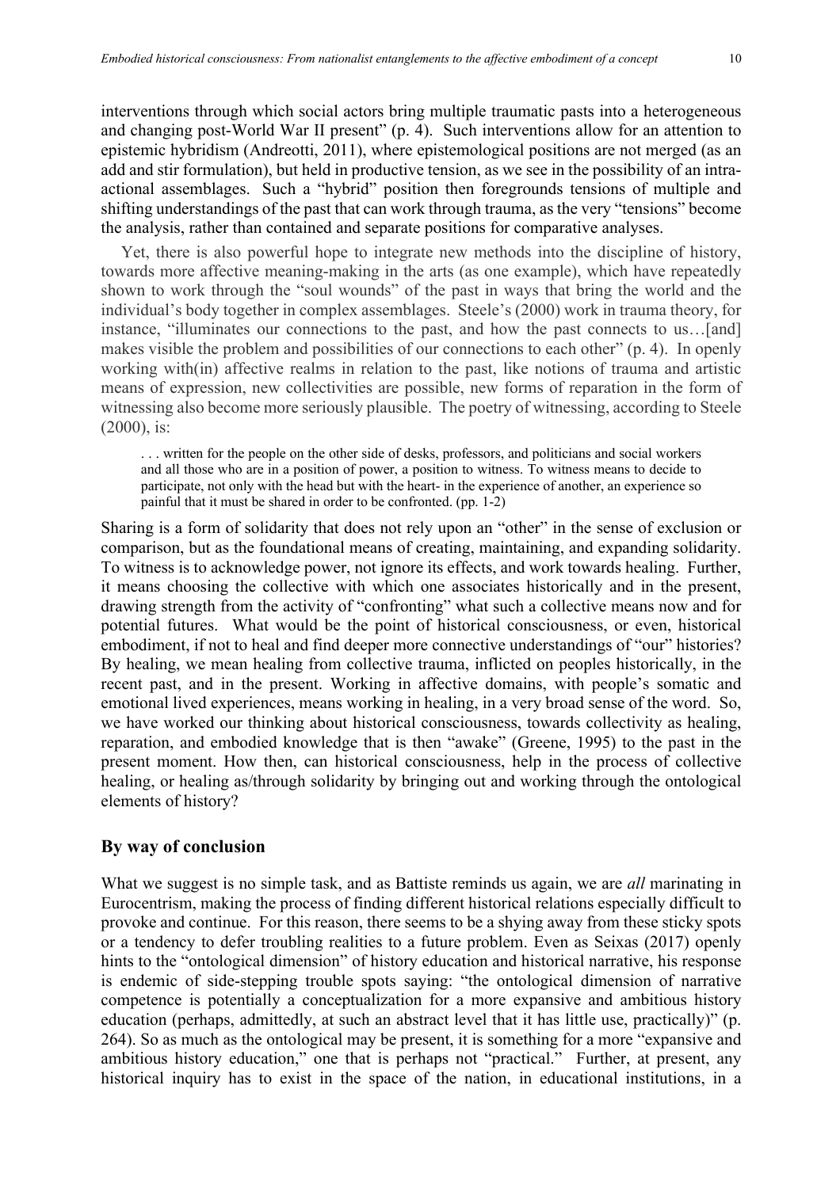interventions through which social actors bring multiple traumatic pasts into a heterogeneous and changing post-World War II present" (p. 4). Such interventions allow for an attention to epistemic hybridism (Andreotti, 2011), where epistemological positions are not merged (as an add and stir formulation), but held in productive tension, as we see in the possibility of an intra-actional assemblages. Such a "hybrid" position then foregrounds tensions of multiple and shifting understandings of the past that can work through trauma, as the very "tensions" become the analysis, rather than contained and separate positions for comparative analyses.

Yet, there is also powerful hope to integrate new methods into the discipline of history, towards more affective meaning-making in the arts (as one example), which have repeatedly shown to work through the "soul wounds" of the past in ways that bring the world and the individual's body together in complex assemblages. Steele's (2000) work in trauma theory, for instance, "illuminates our connections to the past, and how the past connects to us…[and] makes visible the problem and possibilities of our connections to each other" (p. 4). In openly working with(in) affective realms in relation to the past, like notions of trauma and artistic means of expression, new collectivities are possible, new forms of reparation in the form of witnessing also become more seriously plausible. The poetry of witnessing, according to Steele (2000), is:

> . . . written for the people on the other side of desks, professors, and politicians and social workers and all those who are in a position of power, a position to witness. To witness means to decide to participate, not only with the head but with the heart- in the experience of another, an experience so painful that it must be shared in order to be confronted. (pp. 1-2)

Sharing is a form of solidarity that does not rely upon an "other" in the sense of exclusion or comparison, but as the foundational means of creating, maintaining, and expanding solidarity. To witness is to acknowledge power, not ignore its effects, and work towards healing. Further, it means choosing the collective with which one associates historically and in the present, drawing strength from the activity of "confronting" what such a collective means now and for potential futures. What would be the point of historical consciousness, or even, historical embodiment, if not to heal and find deeper more connective understandings of "our" histories? By healing, we mean healing from collective trauma, inflicted on peoples historically, in the recent past, and in the present. Working in affective domains, with people's somatic and emotional lived experiences, means working in healing, in a very broad sense of the word. So, we have worked our thinking about historical consciousness, towards collectivity as healing, reparation, and embodied knowledge that is then "awake" (Greene, 1995) to the past in the present moment. How then, can historical consciousness, help in the process of collective healing, or healing as/through solidarity by bringing out and working through the ontological elements of history?

## By way of conclusion

What we suggest is no simple task, and as Battiste reminds us again, we are *all* marinating in Eurocentrism, making the process of finding different historical relations especially difficult to provoke and continue. For this reason, there seems to be a shying away from these sticky spots or a tendency to defer troubling realities to a future problem. Even as Seixas (2017) openly hints to the "ontological dimension" of history education and historical narrative, his response is endemic of side-stepping trouble spots saying: "the ontological dimension of narrative competence is potentially a conceptualization for a more expansive and ambitious history education (perhaps, admittedly, at such an abstract level that it has little use, practically)" (p. 264). So as much as the ontological may be present, it is something for a more "expansive and ambitious history education," one that is perhaps not "practical." Further, at present, any historical inquiry has to exist in the space of the nation, in educational institutions, in a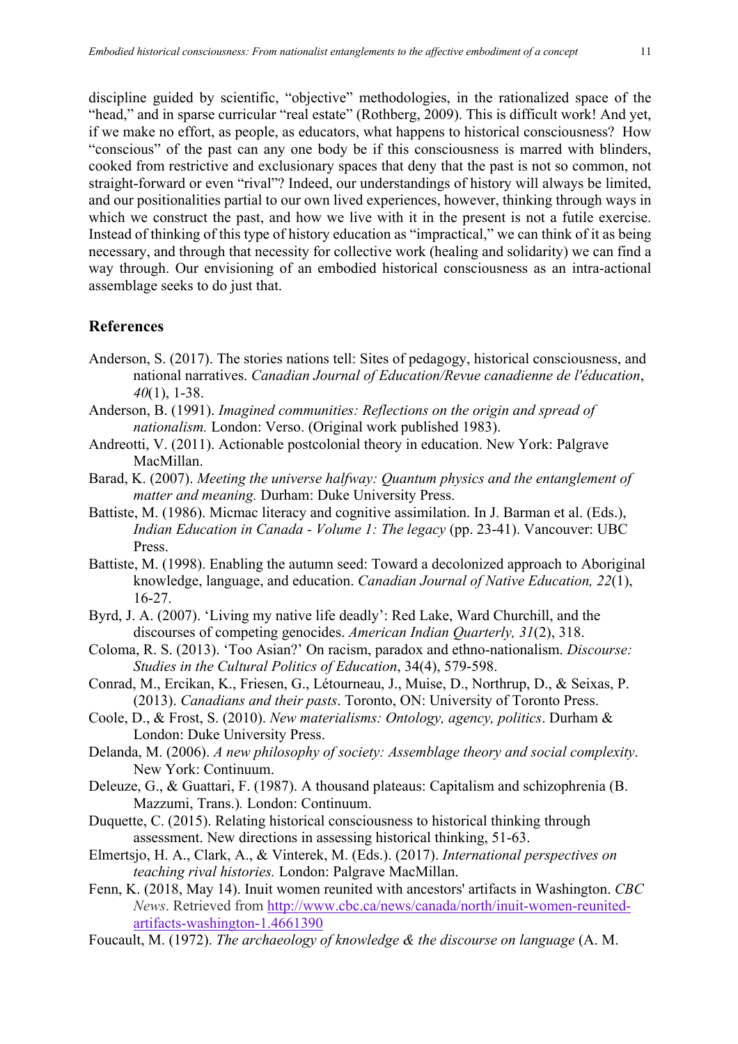discipline guided by scientific, "objective" methodologies, in the rationalized space of the "head," and in sparse curricular "real estate" (Rothberg, 2009). This is difficult work! And yet, if we make no effort, as people, as educators, what happens to historical consciousness? How "conscious" of the past can any one body be if this consciousness is marred with blinders, cooked from restrictive and exclusionary spaces that deny that the past is not so common, not straight-forward or even "rival"? Indeed, our understandings of history will always be limited, and our positionalities partial to our own lived experiences, however, thinking through ways in which we construct the past, and how we live with it in the present is not a futile exercise. Instead of thinking of this type of history education as "impractical," we can think of it as being necessary, and through that necessity for collective work (healing and solidarity) we can find a way through. Our envisioning of an embodied historical consciousness as an intra-actional assemblage seeks to do just that.

## References

Anderson, S. (2017). The stories nations tell: Sites of pedagogy, historical consciousness, and national narratives. *Canadian Journal of Education/Revue canadienne de l'éducation*, *40*(1), 1-38.

Anderson, B. (1991). *Imagined communities: Reflections on the origin and spread of nationalism.* London: Verso. (Original work published 1983).

Andreotti, V. (2011). Actionable postcolonial theory in education. New York: Palgrave MacMillan.

Barad, K. (2007). *Meeting the universe halfway: Quantum physics and the entanglement of matter and meaning.* Durham: Duke University Press.

Battiste, M. (1986). Micmac literacy and cognitive assimilation. In J. Barman et al. (Eds.), *Indian Education in Canada - Volume 1: The legacy* (pp. 23-41). Vancouver: UBC Press.

Battiste, M. (1998). Enabling the autumn seed: Toward a decolonized approach to Aboriginal knowledge, language, and education. *Canadian Journal of Native Education, 22*(1), 16-27.

Byrd, J. A. (2007). 'Living my native life deadly': Red Lake, Ward Churchill, and the discourses of competing genocides. *American Indian Quarterly, 31*(2), 318.

Coloma, R. S. (2013). 'Too Asian?' On racism, paradox and ethno-nationalism. *Discourse: Studies in the Cultural Politics of Education*, 34(4), 579-598.

Conrad, M., Ercikan, K., Friesen, G., Létourneau, J., Muise, D., Northrup, D., & Seixas, P. (2013). *Canadians and their pasts*. Toronto, ON: University of Toronto Press.

Coole, D., & Frost, S. (2010). *New materialisms: Ontology, agency, politics*. Durham & London: Duke University Press.

Delanda, M. (2006). *A new philosophy of society: Assemblage theory and social complexity*. New York: Continuum.

Deleuze, G., & Guattari, F. (1987). A thousand plateaus: Capitalism and schizophrenia (B. Mazzumi, Trans.)*.* London: Continuum.

Duquette, C. (2015). Relating historical consciousness to historical thinking through assessment. New directions in assessing historical thinking, 51-63.

Elmertsjo, H. A., Clark, A., & Vinterek, M. (Eds.). (2017). *International perspectives on teaching rival histories.* London: Palgrave MacMillan.

Fenn, K. (2018, May 14). Inuit women reunited with ancestors' artifacts in Washington. *CBC News*. Retrieved from http://www.cbc.ca/news/canada/north/inuit-women-reunited-artifacts-washington-1.4661390

Foucault, M. (1972). *The archaeology of knowledge & the discourse on language* (A. M.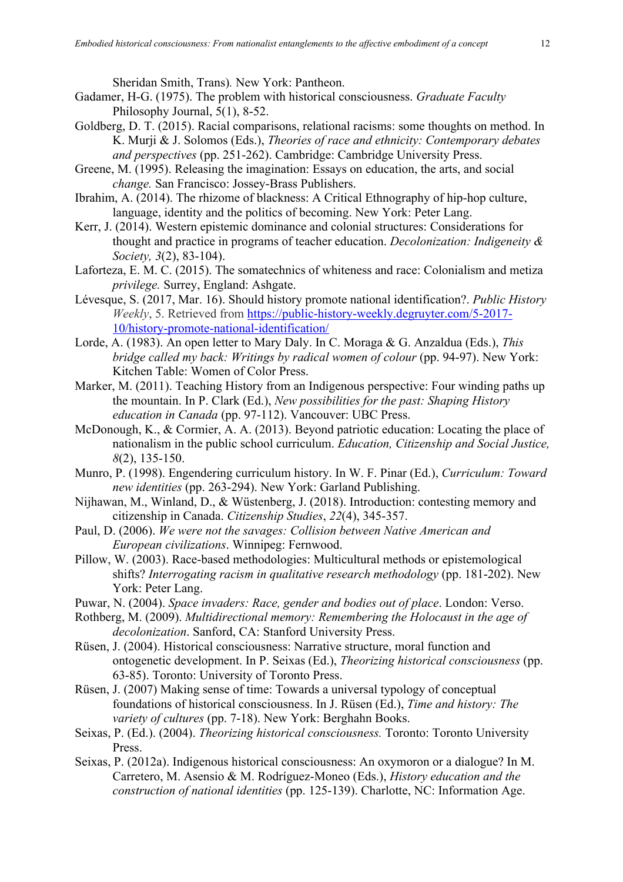Sheridan Smith, Trans)*.* New York: Pantheon.

Gadamer, H-G. (1975). The problem with historical consciousness. *Graduate Faculty* Philosophy Journal, 5(1), 8-52.

Goldberg, D. T. (2015). Racial comparisons, relational racisms: some thoughts on method. In K. Murji & J. Solomos (Eds.), *Theories of race and ethnicity: Contemporary debates and perspectives* (pp. 251-262). Cambridge: Cambridge University Press.

Greene, M. (1995). Releasing the imagination: Essays on education, the arts, and social *change.* San Francisco: Jossey-Brass Publishers.

Ibrahim, A. (2014). The rhizome of blackness: A Critical Ethnography of hip-hop culture, language, identity and the politics of becoming. New York: Peter Lang.

Kerr, J. (2014). Western epistemic dominance and colonial structures: Considerations for thought and practice in programs of teacher education. *Decolonization: Indigeneity & Society, 3*(2), 83-104).

Laforteza, E. M. C. (2015). The somatechnics of whiteness and race: Colonialism and metiza *privilege.* Surrey, England: Ashgate.

Lévesque, S. (2017, Mar. 16). Should history promote national identification?. *Public History Weekly*, 5. Retrieved from https://public-history-weekly.degruyter.com/5-2017-10/history-promote-national-identification/

Lorde, A. (1983). An open letter to Mary Daly. In C. Moraga & G. Anzaldua (Eds.), *This bridge called my back: Writings by radical women of colour* (pp. 94-97). New York: Kitchen Table: Women of Color Press.

Marker, M. (2011). Teaching History from an Indigenous perspective: Four winding paths up the mountain. In P. Clark (Ed.), *New possibilities for the past: Shaping History education in Canada* (pp. 97-112). Vancouver: UBC Press.

McDonough, K., & Cormier, A. A. (2013). Beyond patriotic education: Locating the place of nationalism in the public school curriculum. *Education, Citizenship and Social Justice, 8*(2), 135-150.

Munro, P. (1998). Engendering curriculum history. In W. F. Pinar (Ed.), *Curriculum: Toward new identities* (pp. 263-294). New York: Garland Publishing.

Nijhawan, M., Winland, D., & Wüstenberg, J. (2018). Introduction: contesting memory and citizenship in Canada. *Citizenship Studies*, *22*(4), 345-357.

Paul, D. (2006). *We were not the savages: Collision between Native American and European civilizations*. Winnipeg: Fernwood.

Pillow, W. (2003). Race-based methodologies: Multicultural methods or epistemological shifts? *Interrogating racism in qualitative research methodology* (pp. 181-202). New York: Peter Lang.

Puwar, N. (2004). *Space invaders: Race, gender and bodies out of place*. London: Verso.

Rothberg, M. (2009). *Multidirectional memory: Remembering the Holocaust in the age of decolonization*. Sanford, CA: Stanford University Press.

Rüsen, J. (2004). Historical consciousness: Narrative structure, moral function and ontogenetic development. In P. Seixas (Ed.), *Theorizing historical consciousness* (pp. 63-85). Toronto: University of Toronto Press.

Rüsen, J. (2007) Making sense of time: Towards a universal typology of conceptual foundations of historical consciousness. In J. Rüsen (Ed.), *Time and history: The variety of cultures* (pp. 7-18). New York: Berghahn Books.

Seixas, P. (Ed.). (2004). *Theorizing historical consciousness.* Toronto: Toronto University Press.

Seixas, P. (2012a). Indigenous historical consciousness: An oxymoron or a dialogue? In M. Carretero, M. Asensio & M. Rodríguez-Moneo (Eds.), *History education and the construction of national identities* (pp. 125-139). Charlotte, NC: Information Age.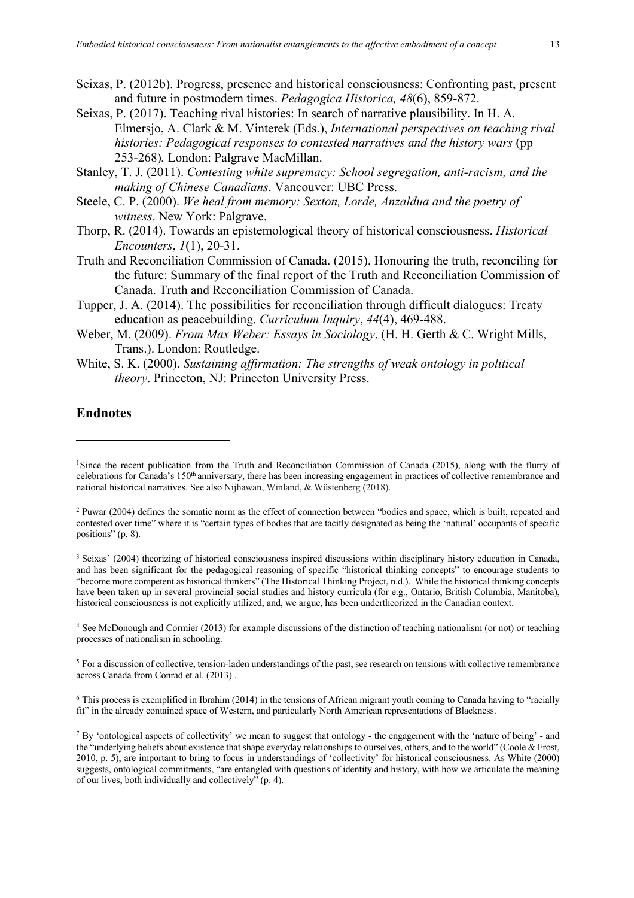Seixas, P. (2012b). Progress, presence and historical consciousness: Confronting past, present and future in postmodern times. *Pedagogica Historica, 48*(6), 859-872.

Seixas, P. (2017). Teaching rival histories: In search of narrative plausibility. In H. A. Elmersjo, A. Clark & M. Vinterek (Eds.), *International perspectives on teaching rival histories: Pedagogical responses to contested narratives and the history wars* (pp 253-268). London: Palgrave MacMillan.

Stanley, T. J. (2011). *Contesting white supremacy: School segregation, anti-racism, and the making of Chinese Canadians*. Vancouver: UBC Press.

Steele, C. P. (2000). *We heal from memory: Sexton, Lorde, Anzaldua and the poetry of witness*. New York: Palgrave.

Thorp, R. (2014). Towards an epistemological theory of historical consciousness. *Historical Encounters*, *1*(1), 20-31.

Truth and Reconciliation Commission of Canada. (2015). Honouring the truth, reconciling for the future: Summary of the final report of the Truth and Reconciliation Commission of Canada. Truth and Reconciliation Commission of Canada.

Tupper, J. A. (2014). The possibilities for reconciliation through difficult dialogues: Treaty education as peacebuilding. *Curriculum Inquiry*, *44*(4), 469-488.

Weber, M. (2009). *From Max Weber: Essays in Sociology*. (H. H. Gerth & C. Wright Mills, Trans.). London: Routledge.

White, S. K. (2000). *Sustaining affirmation: The strengths of weak ontology in political theory*. Princeton, NJ: Princeton University Press.

## Endnotes

[1] Since the recent publication from the Truth and Reconciliation Commission of Canada (2015), along with the flurry of celebrations for Canada's 150th anniversary, there has been increasing engagement in practices of collective remembrance and national historical narratives. See also Nijhawan, Winland, & Wüstenberg (2018).

[2] Puwar (2004) defines the somatic norm as the effect of connection between "bodies and space, which is built, repeated and contested over time" where it is "certain types of bodies that are tacitly designated as being the 'natural' occupants of specific positions" (p. 8).

[3] Seixas' (2004) theorizing of historical consciousness inspired discussions within disciplinary history education in Canada, and has been significant for the pedagogical reasoning of specific "historical thinking concepts" to encourage students to "become more competent as historical thinkers" (The Historical Thinking Project, n.d.). While the historical thinking concepts have been taken up in several provincial social studies and history curricula (for e.g., Ontario, British Columbia, Manitoba), historical consciousness is not explicitly utilized, and, we argue, has been undertheorized in the Canadian context.

[4] See McDonough and Cormier (2013) for example discussions of the distinction of teaching nationalism (or not) or teaching processes of nationalism in schooling.

[5] For a discussion of collective, tension-laden understandings of the past, see research on tensions with collective remembrance across Canada from Conrad et al. (2013) .

[6] This process is exemplified in Ibrahim (2014) in the tensions of African migrant youth coming to Canada having to "racially fit" in the already contained space of Western, and particularly North American representations of Blackness.

[7] By 'ontological aspects of collectivity' we mean to suggest that ontology - the engagement with the 'nature of being' - and the "underlying beliefs about existence that shape everyday relationships to ourselves, others, and to the world" (Coole & Frost, 2010, p. 5), are important to bring to focus in understandings of 'collectivity' for historical consciousness. As White (2000) suggests, ontological commitments, "are entangled with questions of identity and history, with how we articulate the meaning of our lives, both individually and collectively" (p. 4).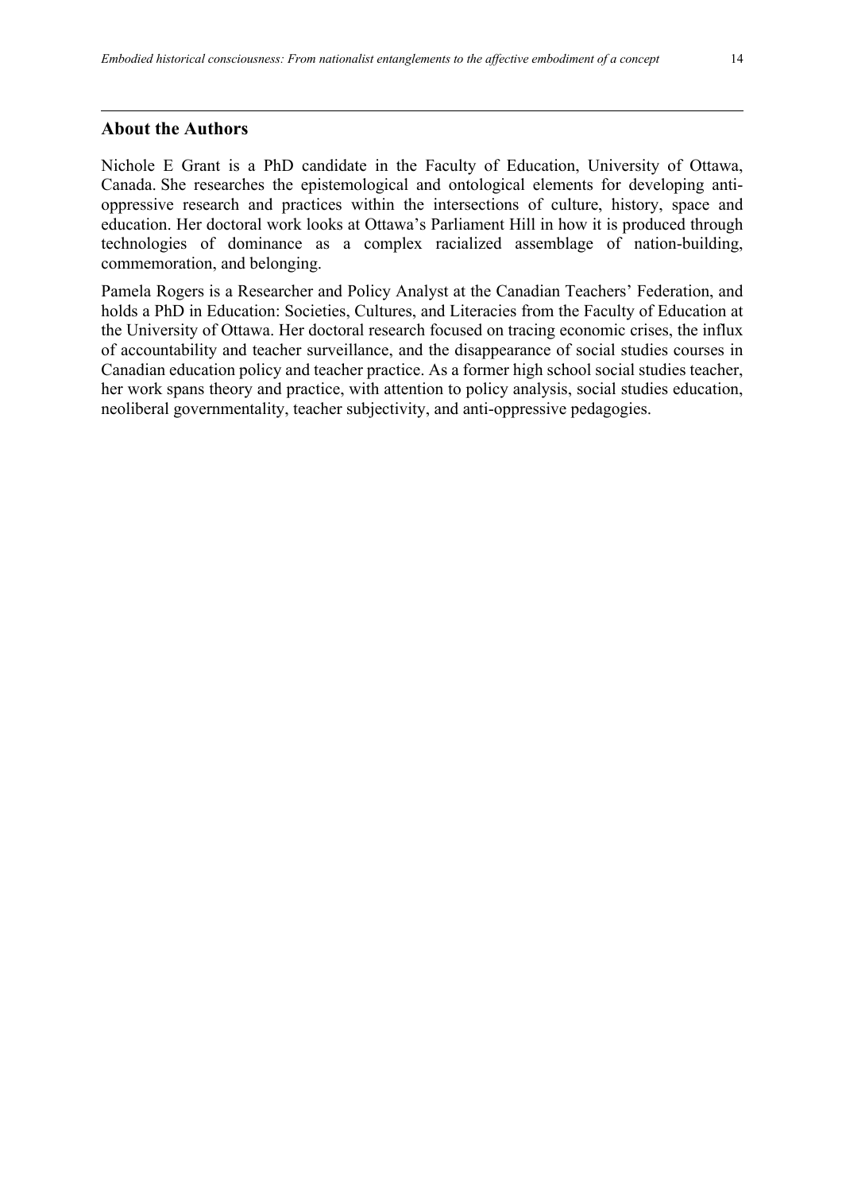## About the Authors

Nichole E Grant is a PhD candidate in the Faculty of Education, University of Ottawa, Canada. She researches the epistemological and ontological elements for developing anti-oppressive research and practices within the intersections of culture, history, space and education. Her doctoral work looks at Ottawa's Parliament Hill in how it is produced through technologies of dominance as a complex racialized assemblage of nation-building, commemoration, and belonging.

Pamela Rogers is a Researcher and Policy Analyst at the Canadian Teachers' Federation, and holds a PhD in Education: Societies, Cultures, and Literacies from the Faculty of Education at the University of Ottawa. Her doctoral research focused on tracing economic crises, the influx of accountability and teacher surveillance, and the disappearance of social studies courses in Canadian education policy and teacher practice. As a former high school social studies teacher, her work spans theory and practice, with attention to policy analysis, social studies education, neoliberal governmentality, teacher subjectivity, and anti-oppressive pedagogies.